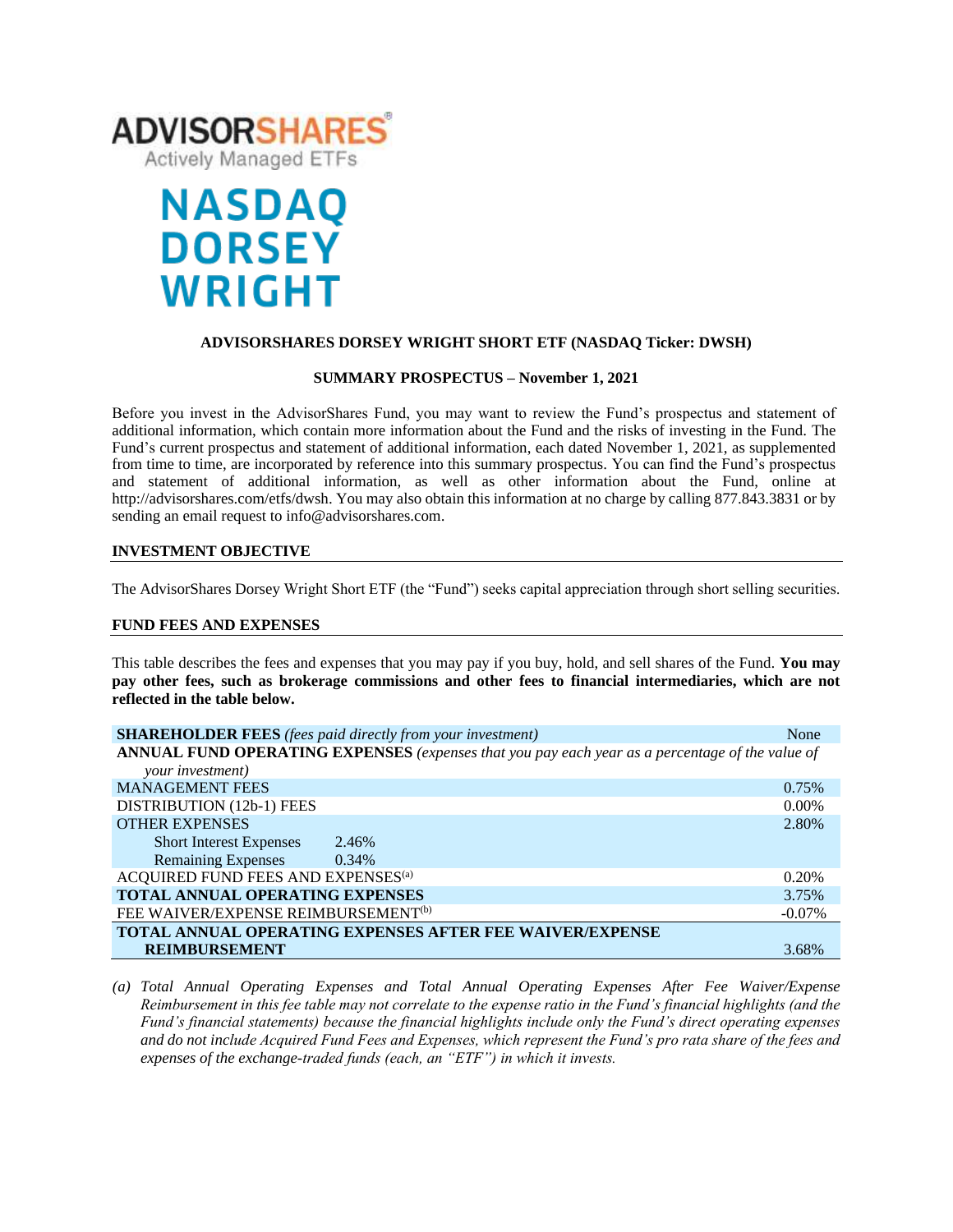ADVISORSHARES
Actively Managed ETFs

NASDAQ DORSEY WRIGHT

**ADVISORSHARES DORSEY WRIGHT SHORT ETF (NASDAQ Ticker: DWSH)**

**SUMMARY PROSPECTUS – November 1, 2021**

Before you invest in the AdvisorShares Fund, you may want to review the Fund's prospectus and statement of additional information, which contain more information about the Fund and the risks of investing in the Fund. The Fund's current prospectus and statement of additional information, each dated November 1, 2021, as supplemented from time to time, are incorporated by reference into this summary prospectus. You can find the Fund's prospectus and statement of additional information, as well as other information about the Fund, online at http://advisorshares.com/etfs/dwsh. You may also obtain this information at no charge by calling 877.843.3831 or by sending an email request to info@advisorshares.com.

## INVESTMENT OBJECTIVE

The AdvisorShares Dorsey Wright Short ETF (the "Fund") seeks capital appreciation through short selling securities.

## FUND FEES AND EXPENSES

This table describes the fees and expenses that you may pay if you buy, hold, and sell shares of the Fund. **You may pay other fees, such as brokerage commissions and other fees to financial intermediaries, which are not reflected in the table below.**

| | | |
|---|---|---|
| **SHAREHOLDER FEES** *(fees paid directly from your investment)* | | None |
| **ANNUAL FUND OPERATING EXPENSES** *(expenses that you pay each year as a percentage of the value of your investment)* | | |
| MANAGEMENT FEES | | 0.75% |
| DISTRIBUTION (12b-1) FEES | | 0.00% |
| OTHER EXPENSES | | 2.80% |
| Short Interest Expenses | 2.46% | |
| Remaining Expenses | 0.34% | |
| ACQUIRED FUND FEES AND EXPENSES[(a)] | | 0.20% |
| **TOTAL ANNUAL OPERATING EXPENSES** | | 3.75% |
| FEE WAIVER/EXPENSE REIMBURSEMENT[(b)] | | -0.07% |
| **TOTAL ANNUAL OPERATING EXPENSES AFTER FEE WAIVER/EXPENSE REIMBURSEMENT** | | 3.68% |

*(a) Total Annual Operating Expenses and Total Annual Operating Expenses After Fee Waiver/Expense Reimbursement in this fee table may not correlate to the expense ratio in the Fund's financial highlights (and the Fund's financial statements) because the financial highlights include only the Fund's direct operating expenses and do not include Acquired Fund Fees and Expenses, which represent the Fund's pro rata share of the fees and expenses of the exchange-traded funds (each, an "ETF") in which it invests.*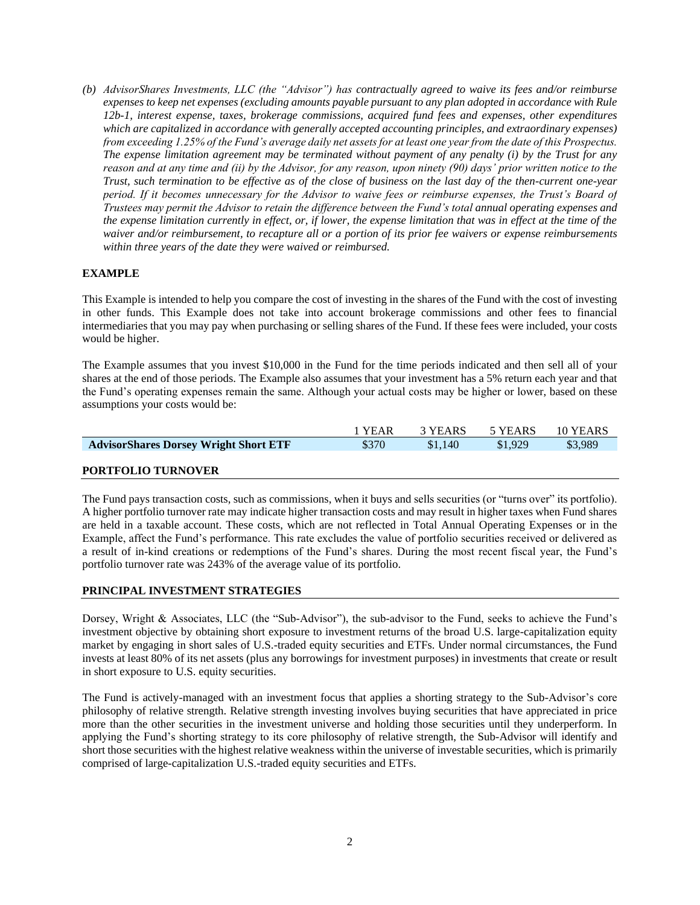*(b) AdvisorShares Investments, LLC (the "Advisor") has contractually agreed to waive its fees and/or reimburse expenses to keep net expenses (excluding amounts payable pursuant to any plan adopted in accordance with Rule 12b-1, interest expense, taxes, brokerage commissions, acquired fund fees and expenses, other expenditures which are capitalized in accordance with generally accepted accounting principles, and extraordinary expenses) from exceeding 1.25% of the Fund's average daily net assets for at least one year from the date of this Prospectus. The expense limitation agreement may be terminated without payment of any penalty (i) by the Trust for any reason and at any time and (ii) by the Advisor, for any reason, upon ninety (90) days' prior written notice to the Trust, such termination to be effective as of the close of business on the last day of the then-current one-year period. If it becomes unnecessary for the Advisor to waive fees or reimburse expenses, the Trust's Board of Trustees may permit the Advisor to retain the difference between the Fund's total annual operating expenses and the expense limitation currently in effect, or, if lower, the expense limitation that was in effect at the time of the waiver and/or reimbursement, to recapture all or a portion of its prior fee waivers or expense reimbursements within three years of the date they were waived or reimbursed.*

## EXAMPLE

This Example is intended to help you compare the cost of investing in the shares of the Fund with the cost of investing in other funds. This Example does not take into account brokerage commissions and other fees to financial intermediaries that you may pay when purchasing or selling shares of the Fund. If these fees were included, your costs would be higher.

The Example assumes that you invest $10,000 in the Fund for the time periods indicated and then sell all of your shares at the end of those periods. The Example also assumes that your investment has a 5% return each year and that the Fund's operating expenses remain the same. Although your actual costs may be higher or lower, based on these assumptions your costs would be:

| | 1 YEAR | 3 YEARS | 5 YEARS | 10 YEARS |
|---|---|---|---|---|
| **AdvisorShares Dorsey Wright Short ETF** | $370 | $1,140 | $1,929 | $3,989 |

## PORTFOLIO TURNOVER

The Fund pays transaction costs, such as commissions, when it buys and sells securities (or "turns over" its portfolio). A higher portfolio turnover rate may indicate higher transaction costs and may result in higher taxes when Fund shares are held in a taxable account. These costs, which are not reflected in Total Annual Operating Expenses or in the Example, affect the Fund's performance. This rate excludes the value of portfolio securities received or delivered as a result of in-kind creations or redemptions of the Fund's shares. During the most recent fiscal year, the Fund's portfolio turnover rate was 243% of the average value of its portfolio.

## PRINCIPAL INVESTMENT STRATEGIES

Dorsey, Wright & Associates, LLC (the "Sub-Advisor"), the sub-advisor to the Fund, seeks to achieve the Fund's investment objective by obtaining short exposure to investment returns of the broad U.S. large-capitalization equity market by engaging in short sales of U.S.-traded equity securities and ETFs. Under normal circumstances, the Fund invests at least 80% of its net assets (plus any borrowings for investment purposes) in investments that create or result in short exposure to U.S. equity securities.

The Fund is actively-managed with an investment focus that applies a shorting strategy to the Sub-Advisor's core philosophy of relative strength. Relative strength investing involves buying securities that have appreciated in price more than the other securities in the investment universe and holding those securities until they underperform. In applying the Fund's shorting strategy to its core philosophy of relative strength, the Sub-Advisor will identify and short those securities with the highest relative weakness within the universe of investable securities, which is primarily comprised of large-capitalization U.S.-traded equity securities and ETFs.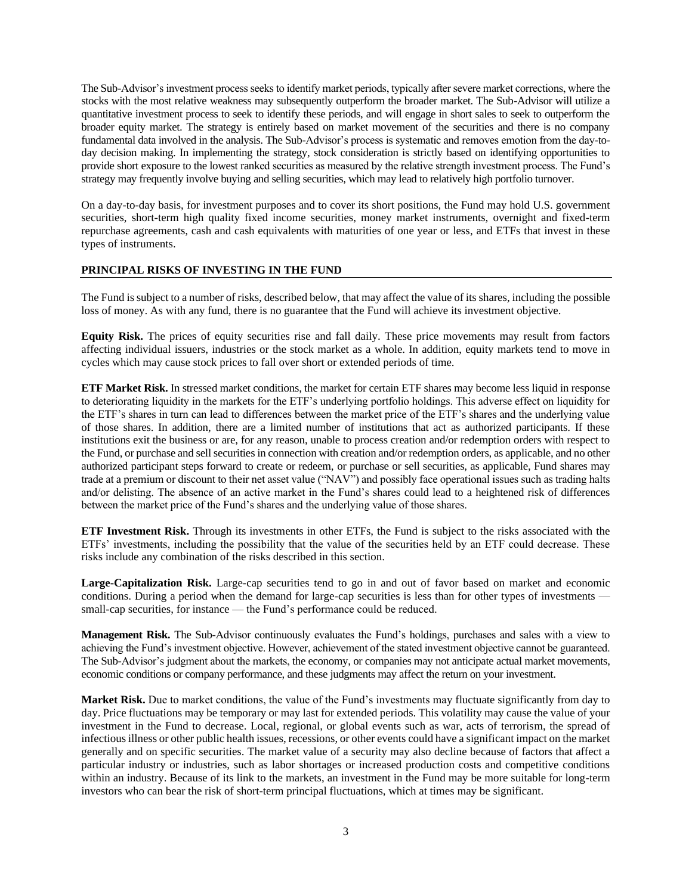The Sub-Advisor's investment process seeks to identify market periods, typically after severe market corrections, where the stocks with the most relative weakness may subsequently outperform the broader market. The Sub-Advisor will utilize a quantitative investment process to seek to identify these periods, and will engage in short sales to seek to outperform the broader equity market. The strategy is entirely based on market movement of the securities and there is no company fundamental data involved in the analysis. The Sub-Advisor's process is systematic and removes emotion from the day-to-day decision making. In implementing the strategy, stock consideration is strictly based on identifying opportunities to provide short exposure to the lowest ranked securities as measured by the relative strength investment process. The Fund's strategy may frequently involve buying and selling securities, which may lead to relatively high portfolio turnover.

On a day-to-day basis, for investment purposes and to cover its short positions, the Fund may hold U.S. government securities, short-term high quality fixed income securities, money market instruments, overnight and fixed-term repurchase agreements, cash and cash equivalents with maturities of one year or less, and ETFs that invest in these types of instruments.

## PRINCIPAL RISKS OF INVESTING IN THE FUND

The Fund is subject to a number of risks, described below, that may affect the value of its shares, including the possible loss of money. As with any fund, there is no guarantee that the Fund will achieve its investment objective.

**Equity Risk.** The prices of equity securities rise and fall daily. These price movements may result from factors affecting individual issuers, industries or the stock market as a whole. In addition, equity markets tend to move in cycles which may cause stock prices to fall over short or extended periods of time.

**ETF Market Risk.** In stressed market conditions, the market for certain ETF shares may become less liquid in response to deteriorating liquidity in the markets for the ETF's underlying portfolio holdings. This adverse effect on liquidity for the ETF's shares in turn can lead to differences between the market price of the ETF's shares and the underlying value of those shares. In addition, there are a limited number of institutions that act as authorized participants. If these institutions exit the business or are, for any reason, unable to process creation and/or redemption orders with respect to the Fund, or purchase and sell securities in connection with creation and/or redemption orders, as applicable, and no other authorized participant steps forward to create or redeem, or purchase or sell securities, as applicable, Fund shares may trade at a premium or discount to their net asset value ("NAV") and possibly face operational issues such as trading halts and/or delisting. The absence of an active market in the Fund's shares could lead to a heightened risk of differences between the market price of the Fund's shares and the underlying value of those shares.

**ETF Investment Risk.** Through its investments in other ETFs, the Fund is subject to the risks associated with the ETFs' investments, including the possibility that the value of the securities held by an ETF could decrease. These risks include any combination of the risks described in this section.

**Large-Capitalization Risk.** Large-cap securities tend to go in and out of favor based on market and economic conditions. During a period when the demand for large-cap securities is less than for other types of investments — small-cap securities, for instance — the Fund's performance could be reduced.

**Management Risk.** The Sub-Advisor continuously evaluates the Fund's holdings, purchases and sales with a view to achieving the Fund's investment objective. However, achievement of the stated investment objective cannot be guaranteed. The Sub-Advisor's judgment about the markets, the economy, or companies may not anticipate actual market movements, economic conditions or company performance, and these judgments may affect the return on your investment.

**Market Risk.** Due to market conditions, the value of the Fund's investments may fluctuate significantly from day to day. Price fluctuations may be temporary or may last for extended periods. This volatility may cause the value of your investment in the Fund to decrease. Local, regional, or global events such as war, acts of terrorism, the spread of infectious illness or other public health issues, recessions, or other events could have a significant impact on the market generally and on specific securities. The market value of a security may also decline because of factors that affect a particular industry or industries, such as labor shortages or increased production costs and competitive conditions within an industry. Because of its link to the markets, an investment in the Fund may be more suitable for long-term investors who can bear the risk of short-term principal fluctuations, which at times may be significant.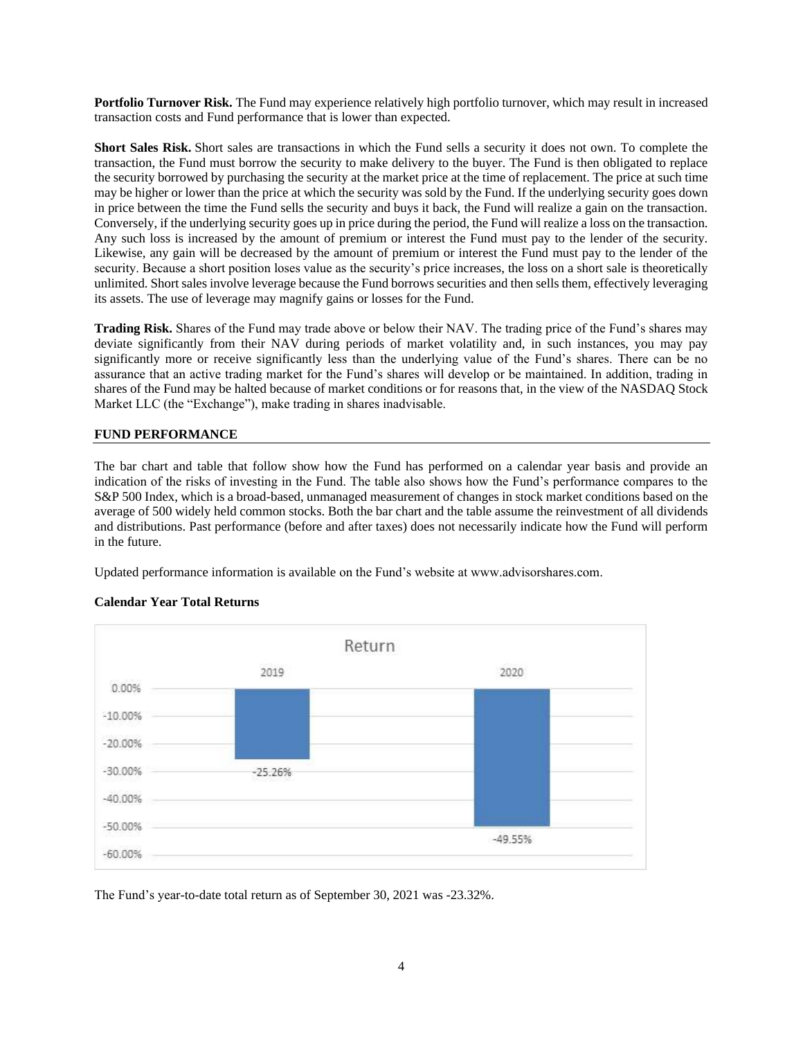**Portfolio Turnover Risk.** The Fund may experience relatively high portfolio turnover, which may result in increased transaction costs and Fund performance that is lower than expected.

**Short Sales Risk.** Short sales are transactions in which the Fund sells a security it does not own. To complete the transaction, the Fund must borrow the security to make delivery to the buyer. The Fund is then obligated to replace the security borrowed by purchasing the security at the market price at the time of replacement. The price at such time may be higher or lower than the price at which the security was sold by the Fund. If the underlying security goes down in price between the time the Fund sells the security and buys it back, the Fund will realize a gain on the transaction. Conversely, if the underlying security goes up in price during the period, the Fund will realize a loss on the transaction. Any such loss is increased by the amount of premium or interest the Fund must pay to the lender of the security. Likewise, any gain will be decreased by the amount of premium or interest the Fund must pay to the lender of the security. Because a short position loses value as the security's price increases, the loss on a short sale is theoretically unlimited. Short sales involve leverage because the Fund borrows securities and then sells them, effectively leveraging its assets. The use of leverage may magnify gains or losses for the Fund.

**Trading Risk.** Shares of the Fund may trade above or below their NAV. The trading price of the Fund's shares may deviate significantly from their NAV during periods of market volatility and, in such instances, you may pay significantly more or receive significantly less than the underlying value of the Fund's shares. There can be no assurance that an active trading market for the Fund's shares will develop or be maintained. In addition, trading in shares of the Fund may be halted because of market conditions or for reasons that, in the view of the NASDAQ Stock Market LLC (the "Exchange"), make trading in shares inadvisable.

## FUND PERFORMANCE

The bar chart and table that follow show how the Fund has performed on a calendar year basis and provide an indication of the risks of investing in the Fund. The table also shows how the Fund's performance compares to the S&P 500 Index, which is a broad-based, unmanaged measurement of changes in stock market conditions based on the average of 500 widely held common stocks. Both the bar chart and the table assume the reinvestment of all dividends and distributions. Past performance (before and after taxes) does not necessarily indicate how the Fund will perform in the future.

Updated performance information is available on the Fund's website at www.advisorshares.com.

**Calendar Year Total Returns**

Return

| Year | Return |
|---|---|
| 2019 | -25.26% |
| 2020 | -49.55% |

The Fund's year-to-date total return as of September 30, 2021 was -23.32%.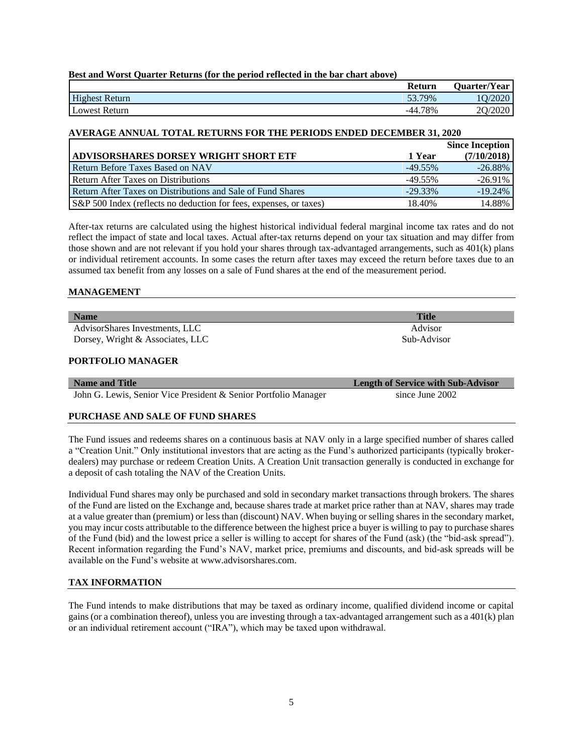**Best and Worst Quarter Returns (for the period reflected in the bar chart above)**

| | Return | Quarter/Year |
|---|---|---|
| Highest Return | 53.79% | 1Q/2020 |
| Lowest Return | -44.78% | 2Q/2020 |

**AVERAGE ANNUAL TOTAL RETURNS FOR THE PERIODS ENDED DECEMBER 31, 2020**

| ADVISORSHARES DORSEY WRIGHT SHORT ETF | 1 Year | Since Inception (7/10/2018) |
|---|---|---|
| Return Before Taxes Based on NAV | -49.55% | -26.88% |
| Return After Taxes on Distributions | -49.55% | -26.91% |
| Return After Taxes on Distributions and Sale of Fund Shares | -29.33% | -19.24% |
| S&P 500 Index (reflects no deduction for fees, expenses, or taxes) | 18.40% | 14.88% |

After-tax returns are calculated using the highest historical individual federal marginal income tax rates and do not reflect the impact of state and local taxes. Actual after-tax returns depend on your tax situation and may differ from those shown and are not relevant if you hold your shares through tax-advantaged arrangements, such as 401(k) plans or individual retirement accounts. In some cases the return after taxes may exceed the return before taxes due to an assumed tax benefit from any losses on a sale of Fund shares at the end of the measurement period.

## MANAGEMENT

| Name | Title |
|---|---|
| AdvisorShares Investments, LLC | Advisor |
| Dorsey, Wright & Associates, LLC | Sub-Advisor |

## PORTFOLIO MANAGER

| Name and Title | Length of Service with Sub-Advisor |
|---|---|
| John G. Lewis, Senior Vice President & Senior Portfolio Manager | since June 2002 |

## PURCHASE AND SALE OF FUND SHARES

The Fund issues and redeems shares on a continuous basis at NAV only in a large specified number of shares called a "Creation Unit." Only institutional investors that are acting as the Fund's authorized participants (typically broker-dealers) may purchase or redeem Creation Units. A Creation Unit transaction generally is conducted in exchange for a deposit of cash totaling the NAV of the Creation Units.

Individual Fund shares may only be purchased and sold in secondary market transactions through brokers. The shares of the Fund are listed on the Exchange and, because shares trade at market price rather than at NAV, shares may trade at a value greater than (premium) or less than (discount) NAV. When buying or selling shares in the secondary market, you may incur costs attributable to the difference between the highest price a buyer is willing to pay to purchase shares of the Fund (bid) and the lowest price a seller is willing to accept for shares of the Fund (ask) (the "bid-ask spread"). Recent information regarding the Fund's NAV, market price, premiums and discounts, and bid-ask spreads will be available on the Fund's website at www.advisorshares.com.

## TAX INFORMATION

The Fund intends to make distributions that may be taxed as ordinary income, qualified dividend income or capital gains (or a combination thereof), unless you are investing through a tax-advantaged arrangement such as a 401(k) plan or an individual retirement account ("IRA"), which may be taxed upon withdrawal.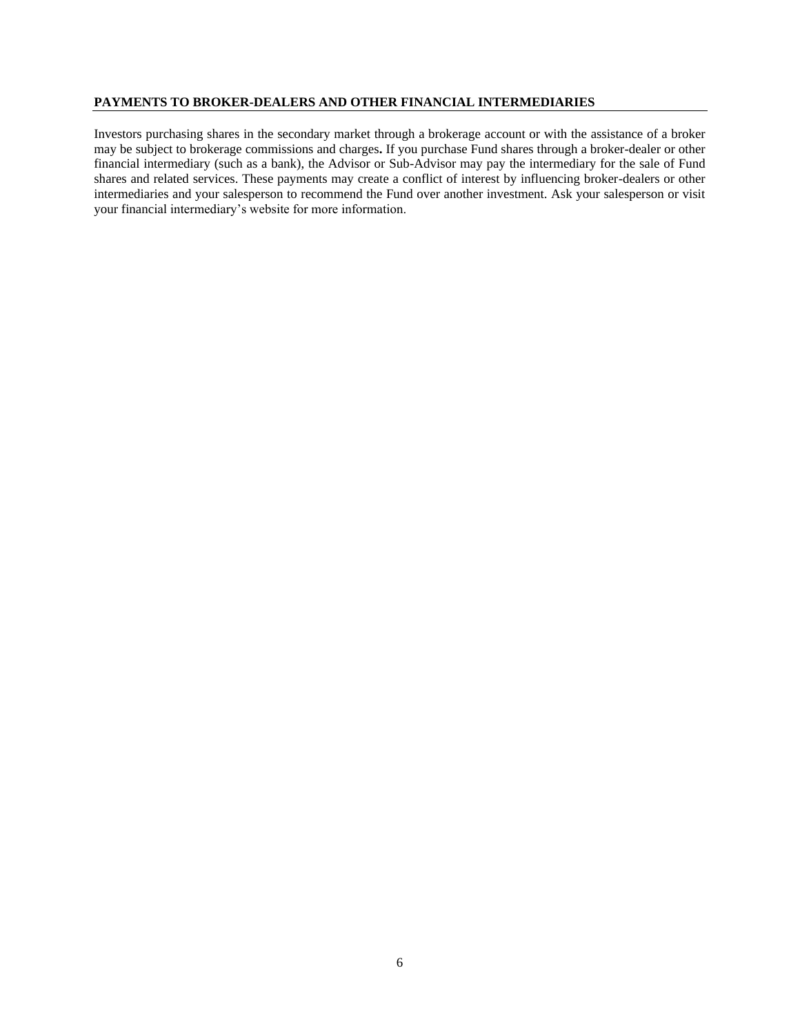## PAYMENTS TO BROKER-DEALERS AND OTHER FINANCIAL INTERMEDIARIES

Investors purchasing shares in the secondary market through a brokerage account or with the assistance of a broker may be subject to brokerage commissions and charges**.** If you purchase Fund shares through a broker-dealer or other financial intermediary (such as a bank), the Advisor or Sub-Advisor may pay the intermediary for the sale of Fund shares and related services. These payments may create a conflict of interest by influencing broker-dealers or other intermediaries and your salesperson to recommend the Fund over another investment. Ask your salesperson or visit your financial intermediary's website for more information.